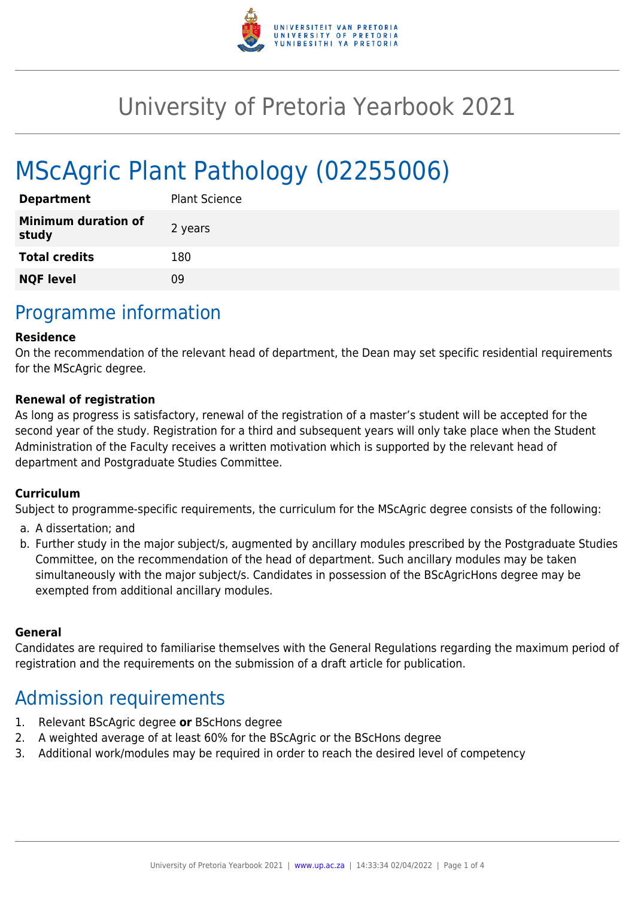# University of Pretoria Yearbook 2021

# MScAgric Plant Pathology (02255006)

| | |
|---|---|
| **Department** | Plant Science |
| **Minimum duration of study** | 2 years |
| **Total credits** | 180 |
| **NQF level** | 09 |

## Programme information

**Residence**

On the recommendation of the relevant head of department, the Dean may set specific residential requirements for the MScAgric degree.

**Renewal of registration**

As long as progress is satisfactory, renewal of the registration of a master's student will be accepted for the second year of the study. Registration for a third and subsequent years will only take place when the Student Administration of the Faculty receives a written motivation which is supported by the relevant head of department and Postgraduate Studies Committee.

**Curriculum**

Subject to programme-specific requirements, the curriculum for the MScAgric degree consists of the following:

a. A dissertation; and
b. Further study in the major subject/s, augmented by ancillary modules prescribed by the Postgraduate Studies Committee, on the recommendation of the head of department. Such ancillary modules may be taken simultaneously with the major subject/s. Candidates in possession of the BScAgricHons degree may be exempted from additional ancillary modules.

**General**

Candidates are required to familiarise themselves with the General Regulations regarding the maximum period of registration and the requirements on the submission of a draft article for publication.

## Admission requirements

1. Relevant BScAgric degree **or** BScHons degree
2. A weighted average of at least 60% for the BScAgric or the BScHons degree
3. Additional work/modules may be required in order to reach the desired level of competency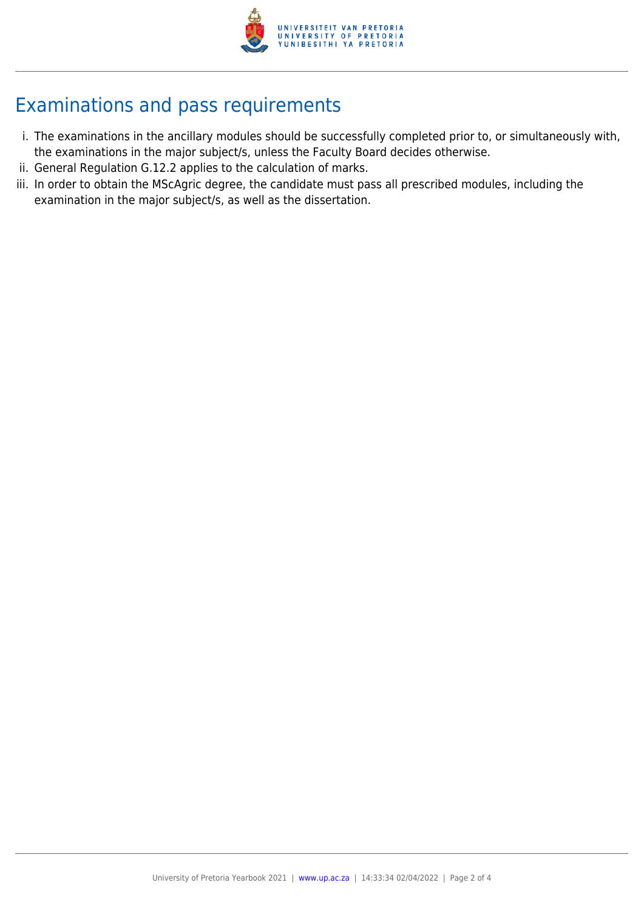# Examinations and pass requirements

i. The examinations in the ancillary modules should be successfully completed prior to, or simultaneously with, the examinations in the major subject/s, unless the Faculty Board decides otherwise.

ii. General Regulation G.12.2 applies to the calculation of marks.

iii. In order to obtain the MScAgric degree, the candidate must pass all prescribed modules, including the examination in the major subject/s, as well as the dissertation.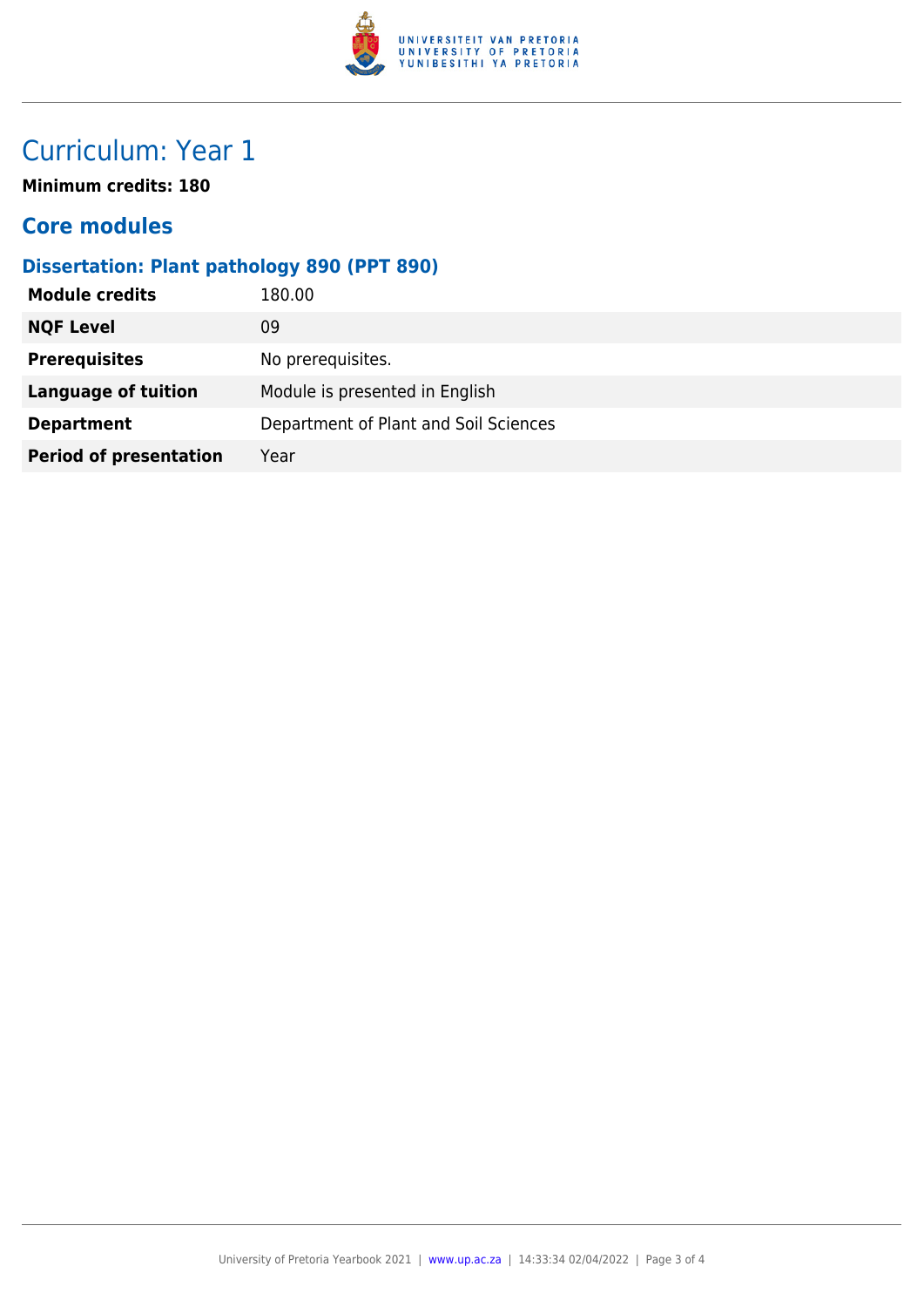# Curriculum: Year 1

**Minimum credits: 180**

## Core modules

### Dissertation: Plant pathology 890 (PPT 890)

| | |
|---|---|
| **Module credits** | 180.00 |
| **NQF Level** | 09 |
| **Prerequisites** | No prerequisites. |
| **Language of tuition** | Module is presented in English |
| **Department** | Department of Plant and Soil Sciences |
| **Period of presentation** | Year |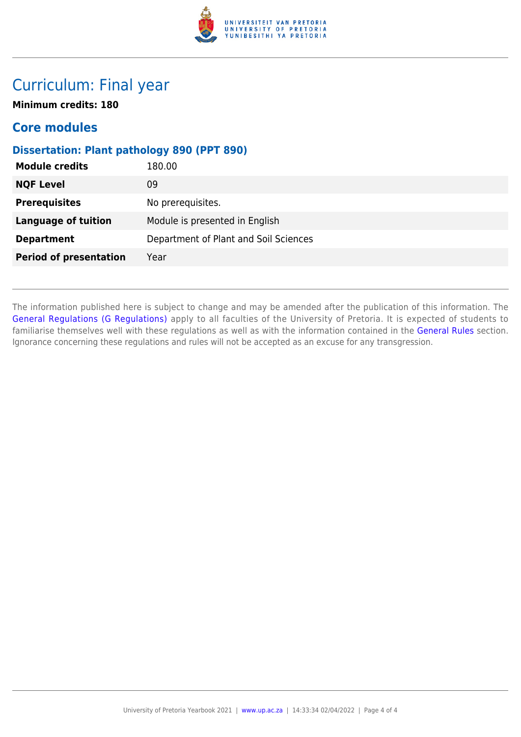# Curriculum: Final year

**Minimum credits: 180**

## Core modules

### Dissertation: Plant pathology 890 (PPT 890)

| | |
|---|---|
| **Module credits** | 180.00 |
| **NQF Level** | 09 |
| **Prerequisites** | No prerequisites. |
| **Language of tuition** | Module is presented in English |
| **Department** | Department of Plant and Soil Sciences |
| **Period of presentation** | Year |

The information published here is subject to change and may be amended after the publication of this information. The General Regulations (G Regulations) apply to all faculties of the University of Pretoria. It is expected of students to familiarise themselves well with these regulations as well as with the information contained in the General Rules section. Ignorance concerning these regulations and rules will not be accepted as an excuse for any transgression.